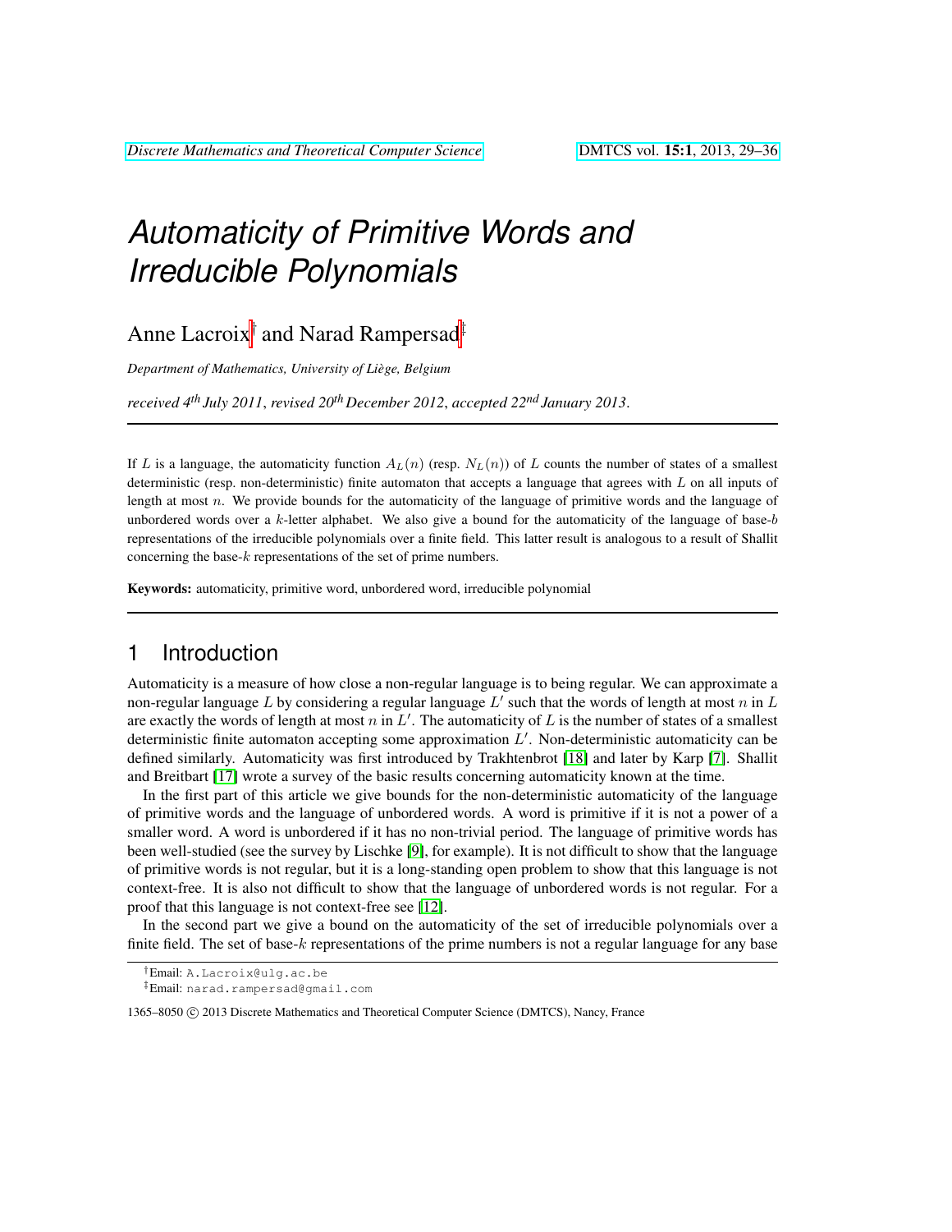# *Automaticity of Primitive Words and Irreducible Polynomials*

Anne Lacroix[†] and Narad Rampersad[‡]

*Department of Mathematics, University of Liège, Belgium*

*received 4th July 2011, revised 20th December 2012, accepted 22nd January 2013.*

---

If $L$ is a language, the automaticity function $A_L(n)$ (resp. $N_L(n)$) of $L$ counts the number of states of a smallest deterministic (resp. non-deterministic) finite automaton that accepts a language that agrees with $L$ on all inputs of length at most $n$. We provide bounds for the automaticity of the language of primitive words and the language of unbordered words over a $k$-letter alphabet. We also give a bound for the automaticity of the language of base-$b$ representations of the irreducible polynomials over a finite field. This latter result is analogous to a result of Shallit concerning the base-$k$ representations of the set of prime numbers.

**Keywords:** automaticity, primitive word, unbordered word, irreducible polynomial

---

## 1 Introduction

Automaticity is a measure of how close a non-regular language is to being regular. We can approximate a non-regular language $L$ by considering a regular language $L'$ such that the words of length at most $n$ in $L$ are exactly the words of length at most $n$ in $L'$. The automaticity of $L$ is the number of states of a smallest deterministic finite automaton accepting some approximation $L'$. Non-deterministic automaticity can be defined similarly. Automaticity was first introduced by Trakhtenbrot [18] and later by Karp [7]. Shallit and Breitbart [17] wrote a survey of the basic results concerning automaticity known at the time.

In the first part of this article we give bounds for the non-deterministic automaticity of the language of primitive words and the language of unbordered words. A word is primitive if it is not a power of a smaller word. A word is unbordered if it has no non-trivial period. The language of primitive words has been well-studied (see the survey by Lischke [9], for example). It is not difficult to show that the language of primitive words is not regular, but it is a long-standing open problem to show that this language is not context-free. It is also not difficult to show that the language of unbordered words is not regular. For a proof that this language is not context-free see [12].

In the second part we give a bound on the automaticity of the set of irreducible polynomials over a finite field. The set of base-$k$ representations of the prime numbers is not a regular language for any base

---

[†]Email: A.Lacroix@ulg.ac.be

[‡]Email: narad.rampersad@gmail.com

1365–8050 © 2013 Discrete Mathematics and Theoretical Computer Science (DMTCS), Nancy, France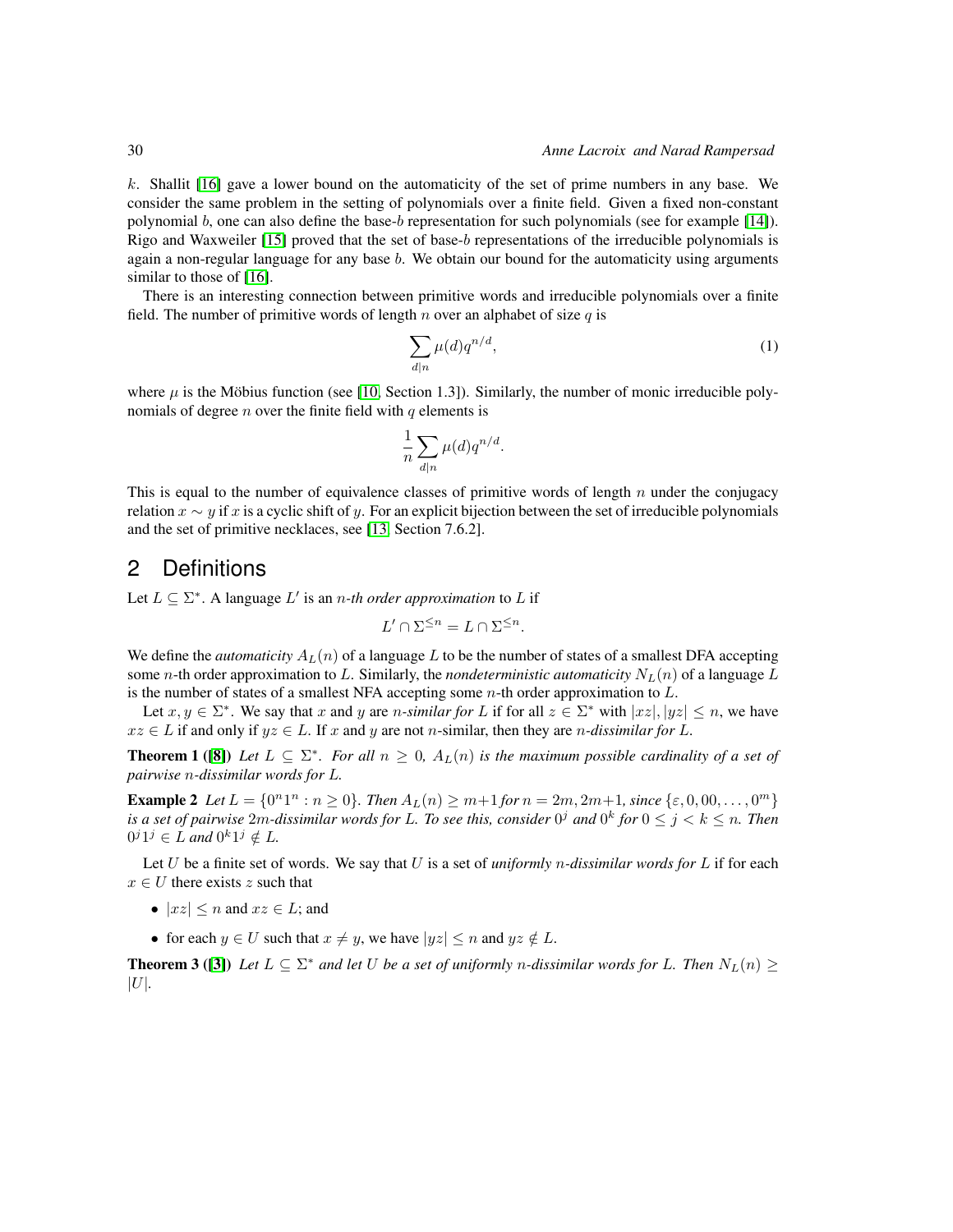$k$. Shallit [16] gave a lower bound on the automaticity of the set of prime numbers in any base. We consider the same problem in the setting of polynomials over a finite field. Given a fixed non-constant polynomial $b$, one can also define the base-$b$ representation for such polynomials (see for example [14]). Rigo and Waxweiler [15] proved that the set of base-$b$ representations of the irreducible polynomials is again a non-regular language for any base $b$. We obtain our bound for the automaticity using arguments similar to those of [16].

There is an interesting connection between primitive words and irreducible polynomials over a finite field. The number of primitive words of length $n$ over an alphabet of size $q$ is

$$\sum_{d|n} \mu(d) q^{n/d}, \tag{1}$$

where $\mu$ is the Möbius function (see [10, Section 1.3]). Similarly, the number of monic irreducible polynomials of degree $n$ over the finite field with $q$ elements is

$$\frac{1}{n} \sum_{d|n} \mu(d) q^{n/d}.$$

This is equal to the number of equivalence classes of primitive words of length $n$ under the conjugacy relation $x \sim y$ if $x$ is a cyclic shift of $y$. For an explicit bijection between the set of irreducible polynomials and the set of primitive necklaces, see [13, Section 7.6.2].

## 2 Definitions

Let $L \subseteq \Sigma^*$. A language $L'$ is an *$n$-th order approximation* to $L$ if

$$L' \cap \Sigma^{\leq n} = L \cap \Sigma^{\leq n}.$$

We define the *automaticity* $A_L(n)$ of a language $L$ to be the number of states of a smallest DFA accepting some $n$-th order approximation to $L$. Similarly, the *nondeterministic automaticity* $N_L(n)$ of a language $L$ is the number of states of a smallest NFA accepting some $n$-th order approximation to $L$.

Let $x, y \in \Sigma^*$. We say that $x$ and $y$ are *$n$-similar for $L$* if for all $z \in \Sigma^*$ with $|xz|, |yz| \leq n$, we have $xz \in L$ if and only if $yz \in L$. If $x$ and $y$ are not $n$-similar, then they are *$n$-dissimilar for $L$*.

**Theorem 1 ([8])** *Let $L \subseteq \Sigma^*$. For all $n \geq 0$, $A_L(n)$ is the maximum possible cardinality of a set of pairwise $n$-dissimilar words for $L$.*

**Example 2** *Let $L = \{0^n 1^n : n \geq 0\}$. Then $A_L(n) \geq m+1$ for $n = 2m, 2m+1$, since $\{\varepsilon, 0, 00, \ldots, 0^m\}$ is a set of pairwise $2m$-dissimilar words for $L$. To see this, consider $0^j$ and $0^k$ for $0 \leq j < k \leq n$. Then $0^j 1^j \in L$ and $0^k 1^j \notin L$.*

Let $U$ be a finite set of words. We say that $U$ is a set of *uniformly $n$-dissimilar words for $L$* if for each $x \in U$ there exists $z$ such that

- $|xz| \leq n$ and $xz \in L$; and
- for each $y \in U$ such that $x \neq y$, we have $|yz| \leq n$ and $yz \notin L$.

**Theorem 3 ([3])** *Let $L \subseteq \Sigma^*$ and let $U$ be a set of uniformly $n$-dissimilar words for $L$. Then $N_L(n) \geq |U|$.*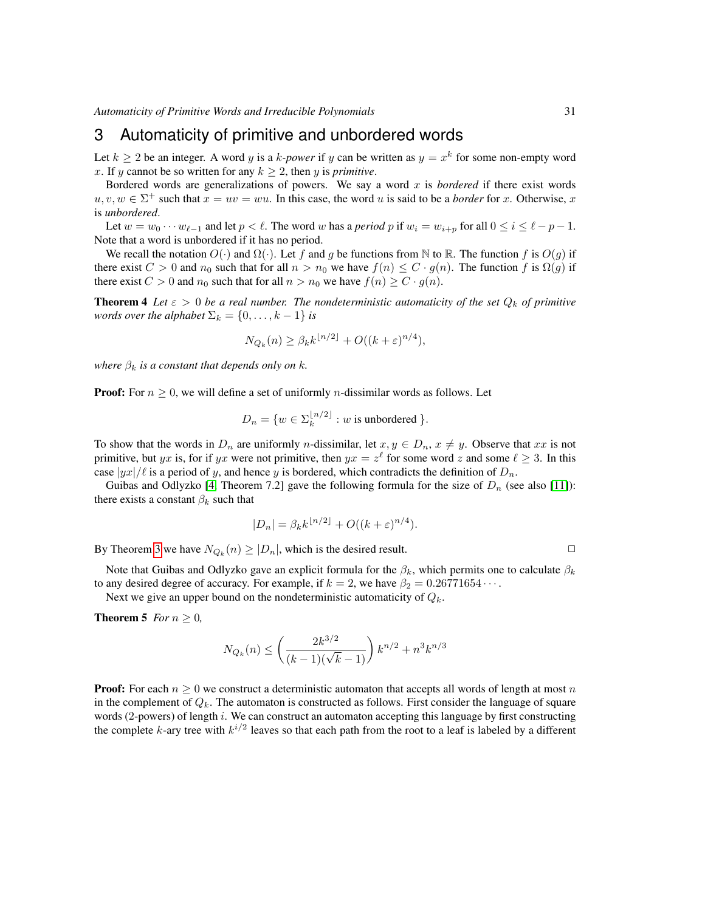## 3 Automaticity of primitive and unbordered words

Let $k \geq 2$ be an integer. A word $y$ is a *$k$-power* if $y$ can be written as $y = x^k$ for some non-empty word $x$. If $y$ cannot be so written for any $k \geq 2$, then $y$ is *primitive*.

Bordered words are generalizations of powers. We say a word $x$ is *bordered* if there exist words $u, v, w \in \Sigma^+$ such that $x = uv = wu$. In this case, the word $u$ is said to be a *border* for $x$. Otherwise, $x$ is *unbordered*.

Let $w = w_0 \cdots w_{\ell-1}$ and let $p < \ell$. The word $w$ has a *period* $p$ if $w_i = w_{i+p}$ for all $0 \leq i \leq \ell - p - 1$. Note that a word is unbordered if it has no period.

We recall the notation $O(\cdot)$ and $\Omega(\cdot)$. Let $f$ and $g$ be functions from $\mathbb{N}$ to $\mathbb{R}$. The function $f$ is $O(g)$ if there exist $C > 0$ and $n_0$ such that for all $n > n_0$ we have $f(n) \leq C \cdot g(n)$. The function $f$ is $\Omega(g)$ if there exist $C > 0$ and $n_0$ such that for all $n > n_0$ we have $f(n) \geq C \cdot g(n)$.

**Theorem 4** *Let $\varepsilon > 0$ be a real number. The nondeterministic automaticity of the set $Q_k$ of primitive words over the alphabet $\Sigma_k = \{0, \ldots, k-1\}$ is*

$$N_{Q_k}(n) \geq \beta_k k^{\lfloor n/2 \rfloor} + O((k+\varepsilon)^{n/4}),$$

*where $\beta_k$ is a constant that depends only on $k$.*

**Proof:** For $n \geq 0$, we will define a set of uniformly $n$-dissimilar words as follows. Let

$$D_n = \{w \in \Sigma_k^{\lfloor n/2 \rfloor} : w \text{ is unbordered }\}.$$

To show that the words in $D_n$ are uniformly $n$-dissimilar, let $x, y \in D_n$, $x \neq y$. Observe that $xx$ is not primitive, but $yx$ is, for if $yx$ were not primitive, then $yx = z^\ell$ for some word $z$ and some $\ell \geq 3$. In this case $|yx|/\ell$ is a period of $y$, and hence $y$ is bordered, which contradicts the definition of $D_n$.

Guibas and Odlyzko [4, Theorem 7.2] gave the following formula for the size of $D_n$ (see also [11]): there exists a constant $\beta_k$ such that

$$|D_n| = \beta_k k^{\lfloor n/2 \rfloor} + O((k+\varepsilon)^{n/4}).$$

By Theorem 3 we have $N_{Q_k}(n) \geq |D_n|$, which is the desired result. □

Note that Guibas and Odlyzko gave an explicit formula for the $\beta_k$, which permits one to calculate $\beta_k$ to any desired degree of accuracy. For example, if $k = 2$, we have $\beta_2 = 0.26771654 \cdots$.

Next we give an upper bound on the nondeterministic automaticity of $Q_k$.

**Theorem 5** *For $n \geq 0$,*

$$N_{Q_k}(n) \leq \left( \frac{2k^{3/2}}{(k-1)(\sqrt{k}-1)} \right) k^{n/2} + n^3 k^{n/3}$$

**Proof:** For each $n \geq 0$ we construct a deterministic automaton that accepts all words of length at most $n$ in the complement of $Q_k$. The automaton is constructed as follows. First consider the language of square words (2-powers) of length $i$. We can construct an automaton accepting this language by first constructing the complete $k$-ary tree with $k^{i/2}$ leaves so that each path from the root to a leaf is labeled by a different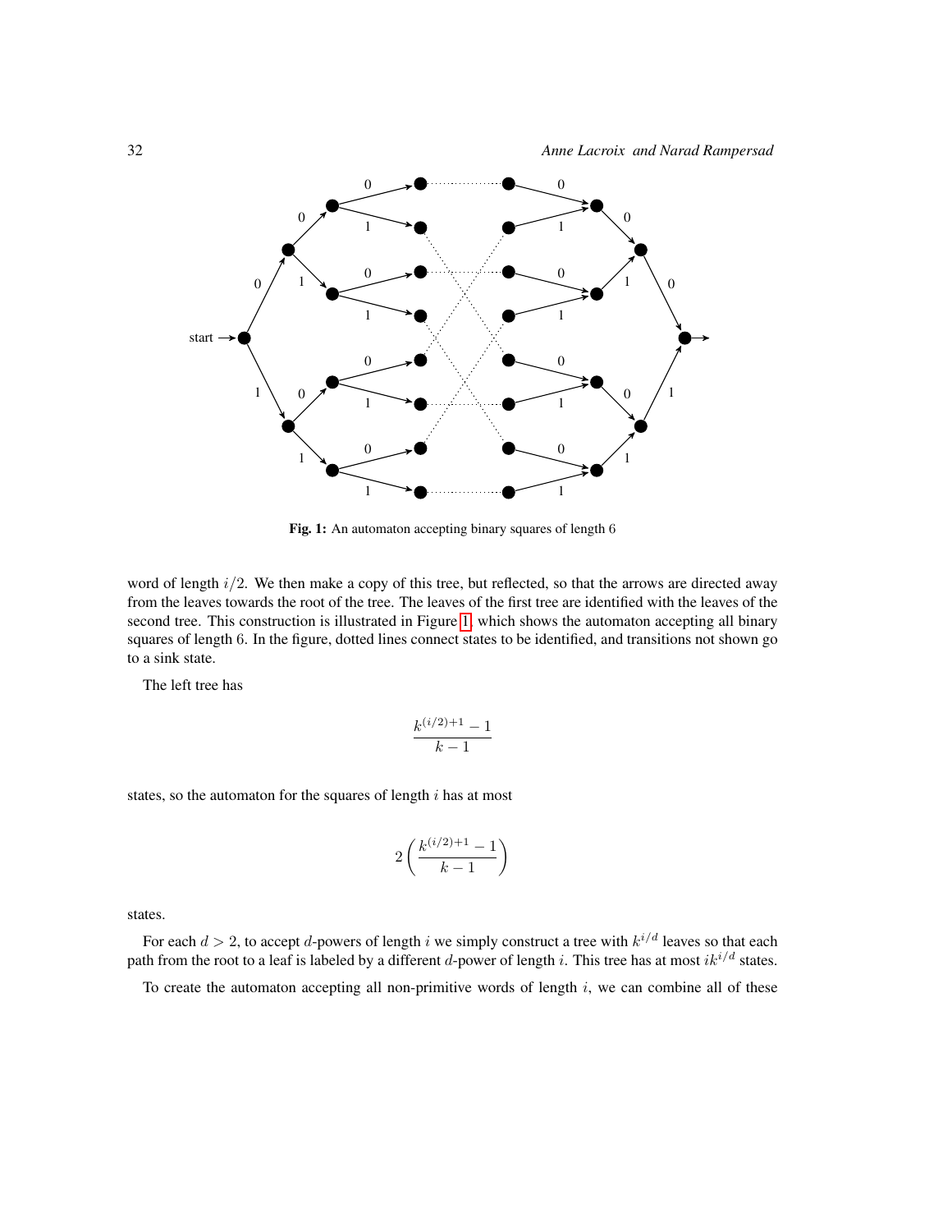Fig. 1: An automaton accepting binary squares of length 6

word of length $i/2$. We then make a copy of this tree, but reflected, so that the arrows are directed away from the leaves towards the root of the tree. The leaves of the first tree are identified with the leaves of the second tree. This construction is illustrated in Figure 1, which shows the automaton accepting all binary squares of length 6. In the figure, dotted lines connect states to be identified, and transitions not shown go to a sink state.

The left tree has

$$\frac{k^{(i/2)+1} - 1}{k - 1}$$

states, so the automaton for the squares of length $i$ has at most

$$2\left(\frac{k^{(i/2)+1} - 1}{k - 1}\right)$$

states.

For each $d > 2$, to accept $d$-powers of length $i$ we simply construct a tree with $k^{i/d}$ leaves so that each path from the root to a leaf is labeled by a different $d$-power of length $i$. This tree has at most $ik^{i/d}$ states.

To create the automaton accepting all non-primitive words of length $i$, we can combine all of these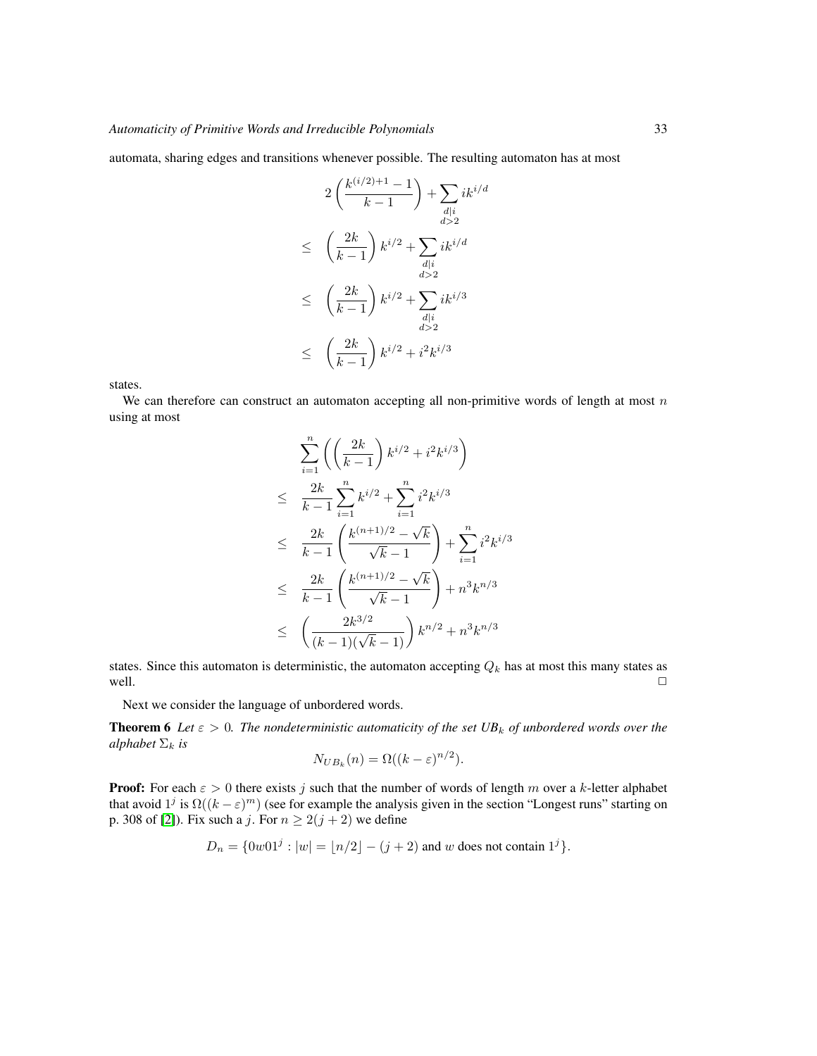automata, sharing edges and transitions whenever possible. The resulting automaton has at most

$$
\begin{aligned}
& 2\left(\frac{k^{(i/2)+1}-1}{k-1}\right) + \sum_{\substack{d \mid i \\ d>2}} i k^{i/d} \\
\leq\ & \left(\frac{2k}{k-1}\right) k^{i/2} + \sum_{\substack{d \mid i \\ d>2}} i k^{i/d} \\
\leq\ & \left(\frac{2k}{k-1}\right) k^{i/2} + \sum_{\substack{d \mid i \\ d>2}} i k^{i/3} \\
\leq\ & \left(\frac{2k}{k-1}\right) k^{i/2} + i^2 k^{i/3}
\end{aligned}
$$

states.

We can therefore can construct an automaton accepting all non-primitive words of length at most $n$ using at most

$$
\begin{aligned}
& \sum_{i=1}^{n}\left(\left(\frac{2k}{k-1}\right) k^{i/2} + i^2 k^{i/3}\right) \\
\leq\ & \frac{2k}{k-1}\sum_{i=1}^{n} k^{i/2} + \sum_{i=1}^{n} i^2 k^{i/3} \\
\leq\ & \frac{2k}{k-1}\left(\frac{k^{(n+1)/2}-\sqrt{k}}{\sqrt{k}-1}\right) + \sum_{i=1}^{n} i^2 k^{i/3} \\
\leq\ & \frac{2k}{k-1}\left(\frac{k^{(n+1)/2}-\sqrt{k}}{\sqrt{k}-1}\right) + n^3 k^{n/3} \\
\leq\ & \left(\frac{2k^{3/2}}{(k-1)(\sqrt{k}-1)}\right) k^{n/2} + n^3 k^{n/3}
\end{aligned}
$$

states. Since this automaton is deterministic, the automaton accepting $Q_k$ has at most this many states as well. □

Next we consider the language of unbordered words.

**Theorem 6** *Let $\varepsilon > 0$. The nondeterministic automaticity of the set $UB_k$ of unbordered words over the alphabet $\Sigma_k$ is*

$$N_{UB_k}(n) = \Omega((k-\varepsilon)^{n/2}).$$

**Proof:** For each $\varepsilon > 0$ there exists $j$ such that the number of words of length $m$ over a $k$-letter alphabet that avoid $1^j$ is $\Omega((k-\varepsilon)^m)$ (see for example the analysis given in the section "Longest runs" starting on p. 308 of [2]). Fix such a $j$. For $n \geq 2(j+2)$ we define

$$D_n = \{0w01^j : |w| = \lfloor n/2 \rfloor - (j+2) \text{ and } w \text{ does not contain } 1^j\}.$$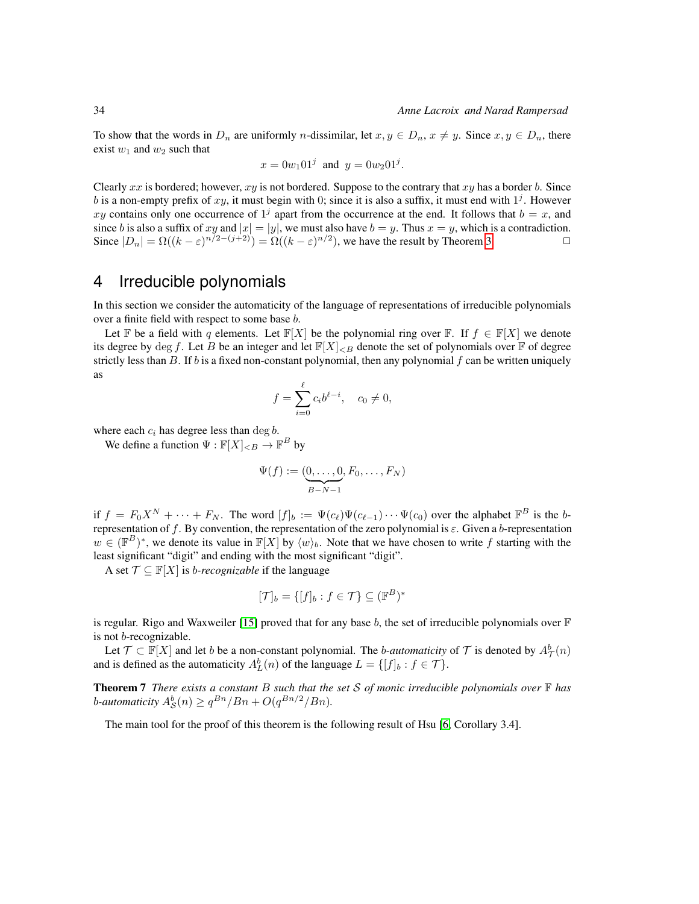To show that the words in $D_n$ are uniformly $n$-dissimilar, let $x, y \in D_n$, $x \neq y$. Since $x, y \in D_n$, there exist $w_1$ and $w_2$ such that

$$x = 0w_1 01^j \text{ and } y = 0w_2 01^j.$$

Clearly $xx$ is bordered; however, $xy$ is not bordered. Suppose to the contrary that $xy$ has a border $b$. Since $b$ is a non-empty prefix of $xy$, it must begin with 0; since it is also a suffix, it must end with $1^j$. However $xy$ contains only one occurrence of $1^j$ apart from the occurrence at the end. It follows that $b = x$, and since $b$ is also a suffix of $xy$ and $|x| = |y|$, we must also have $b = y$. Thus $x = y$, which is a contradiction. Since $|D_n| = \Omega((k-\varepsilon)^{n/2-(j+2)}) = \Omega((k-\varepsilon)^{n/2})$, we have the result by Theorem 3. □

## 4 Irreducible polynomials

In this section we consider the automaticity of the language of representations of irreducible polynomials over a finite field with respect to some base $b$.

Let $\mathbb{F}$ be a field with $q$ elements. Let $\mathbb{F}[X]$ be the polynomial ring over $\mathbb{F}$. If $f \in \mathbb{F}[X]$ we denote its degree by $\deg f$. Let $B$ be an integer and let $\mathbb{F}[X]_{<B}$ denote the set of polynomials over $\mathbb{F}$ of degree strictly less than $B$. If $b$ is a fixed non-constant polynomial, then any polynomial $f$ can be written uniquely as

$$f = \sum_{i=0}^{\ell} c_i b^{\ell-i}, \quad c_0 \neq 0,$$

where each $c_i$ has degree less than $\deg b$.

We define a function $\Psi : \mathbb{F}[X]_{<B} \to \mathbb{F}^B$ by

$$\Psi(f) := (\underbrace{0, \ldots, 0}_{B-N-1}, F_0, \ldots, F_N)$$

if $f = F_0 X^N + \cdots + F_N$. The word $[f]_b := \Psi(c_\ell)\Psi(c_{\ell-1}) \cdots \Psi(c_0)$ over the alphabet $\mathbb{F}^B$ is the $b$-representation of $f$. By convention, the representation of the zero polynomial is $\varepsilon$. Given a $b$-representation $w \in (\mathbb{F}^B)^*$, we denote its value in $\mathbb{F}[X]$ by $\langle w \rangle_b$. Note that we have chosen to write $f$ starting with the least significant "digit" and ending with the most significant "digit".

A set $\mathcal{T} \subseteq \mathbb{F}[X]$ is *$b$-recognizable* if the language

$$[\mathcal{T}]_b = \{[f]_b : f \in \mathcal{T}\} \subseteq (\mathbb{F}^B)^*$$

is regular. Rigo and Waxweiler [15] proved that for any base $b$, the set of irreducible polynomials over $\mathbb{F}$ is not $b$-recognizable.

Let $\mathcal{T} \subset \mathbb{F}[X]$ and let $b$ be a non-constant polynomial. The *$b$-automaticity* of $\mathcal{T}$ is denoted by $A^b_{\mathcal{T}}(n)$ and is defined as the automaticity $A^b_L(n)$ of the language $L = \{[f]_b : f \in \mathcal{T}\}$.

**Theorem 7** *There exists a constant $B$ such that the set $\mathcal{S}$ of monic irreducible polynomials over $\mathbb{F}$ has $b$-automaticity $A^b_{\mathcal{S}}(n) \geq q^{Bn}/Bn + O(q^{Bn/2}/Bn)$.*

The main tool for the proof of this theorem is the following result of Hsu [6, Corollary 3.4].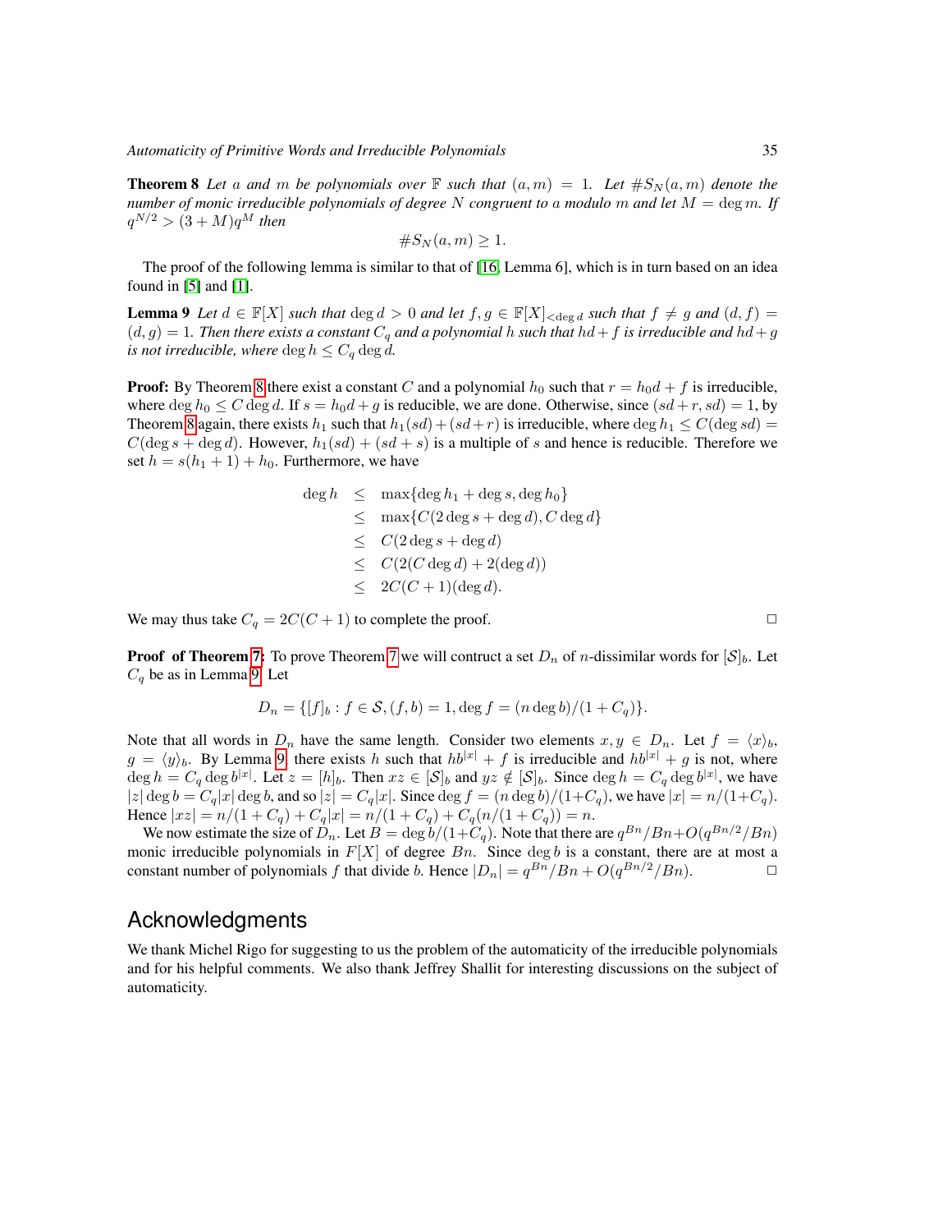**Theorem 8** *Let $a$ and $m$ be polynomials over $\mathbb{F}$ such that $(a, m) = 1$. Let $\#S_N(a, m)$ denote the number of monic irreducible polynomials of degree $N$ congruent to $a$ modulo $m$ and let $M = \deg m$. If $q^{N/2} > (3 + M)q^M$ then*

$$\#S_N(a, m) \geq 1.$$

The proof of the following lemma is similar to that of [16, Lemma 6], which is in turn based on an idea found in [5] and [1].

**Lemma 9** *Let $d \in \mathbb{F}[X]$ such that $\deg d > 0$ and let $f, g \in \mathbb{F}[X]_{<\deg d}$ such that $f \neq g$ and $(d, f) = (d, g) = 1$. Then there exists a constant $C_q$ and a polynomial $h$ such that $hd + f$ is irreducible and $hd + g$ is not irreducible, where $\deg h \leq C_q \deg d$.*

**Proof:** By Theorem 8 there exist a constant $C$ and a polynomial $h_0$ such that $r = h_0 d + f$ is irreducible, where $\deg h_0 \leq C \deg d$. If $s = h_0 d + g$ is reducible, we are done. Otherwise, since $(sd + r, sd) = 1$, by Theorem 8 again, there exists $h_1$ such that $h_1(sd) + (sd + r)$ is irreducible, where $\deg h_1 \leq C(\deg sd) = C(\deg s + \deg d)$. However, $h_1(sd) + (sd + s)$ is a multiple of $s$ and hence is reducible. Therefore we set $h = s(h_1 + 1) + h_0$. Furthermore, we have

$$\begin{aligned}
\deg h &\leq \max\{\deg h_1 + \deg s, \deg h_0\} \\
&\leq \max\{C(2\deg s + \deg d), C \deg d\} \\
&\leq C(2\deg s + \deg d) \\
&\leq C(2(C \deg d) + 2(\deg d)) \\
&\leq 2C(C + 1)(\deg d).
\end{aligned}$$

We may thus take $C_q = 2C(C + 1)$ to complete the proof. □

**Proof of Theorem 7:** To prove Theorem 7 we will contruct a set $D_n$ of $n$-dissimilar words for $[\mathcal{S}]_b$. Let $C_q$ be as in Lemma 9. Let

$$D_n = \{[f]_b : f \in \mathcal{S}, (f, b) = 1, \deg f = (n \deg b)/(1 + C_q)\}.$$

Note that all words in $D_n$ have the same length. Consider two elements $x, y \in D_n$. Let $f = \langle x \rangle_b$, $g = \langle y \rangle_b$. By Lemma 9, there exists $h$ such that $hb^{|x|} + f$ is irreducible and $hb^{|x|} + g$ is not, where $\deg h = C_q \deg b^{|x|}$. Let $z = [h]_b$. Then $xz \in [\mathcal{S}]_b$ and $yz \notin [\mathcal{S}]_b$. Since $\deg h = C_q \deg b^{|x|}$, we have $|z| \deg b = C_q |x| \deg b$, and so $|z| = C_q |x|$. Since $\deg f = (n \deg b)/(1+C_q)$, we have $|x| = n/(1+C_q)$. Hence $|xz| = n/(1 + C_q) + C_q |x| = n/(1 + C_q) + C_q(n/(1 + C_q)) = n$.

We now estimate the size of $D_n$. Let $B = \deg b/(1+C_q)$. Note that there are $q^{Bn}/Bn + O(q^{Bn/2}/Bn)$ monic irreducible polynomials in $F[X]$ of degree $Bn$. Since $\deg b$ is a constant, there are at most a constant number of polynomials $f$ that divide $b$. Hence $|D_n| = q^{Bn}/Bn + O(q^{Bn/2}/Bn)$. □

## Acknowledgments

We thank Michel Rigo for suggesting to us the problem of the automaticity of the irreducible polynomials and for his helpful comments. We also thank Jeffrey Shallit for interesting discussions on the subject of automaticity.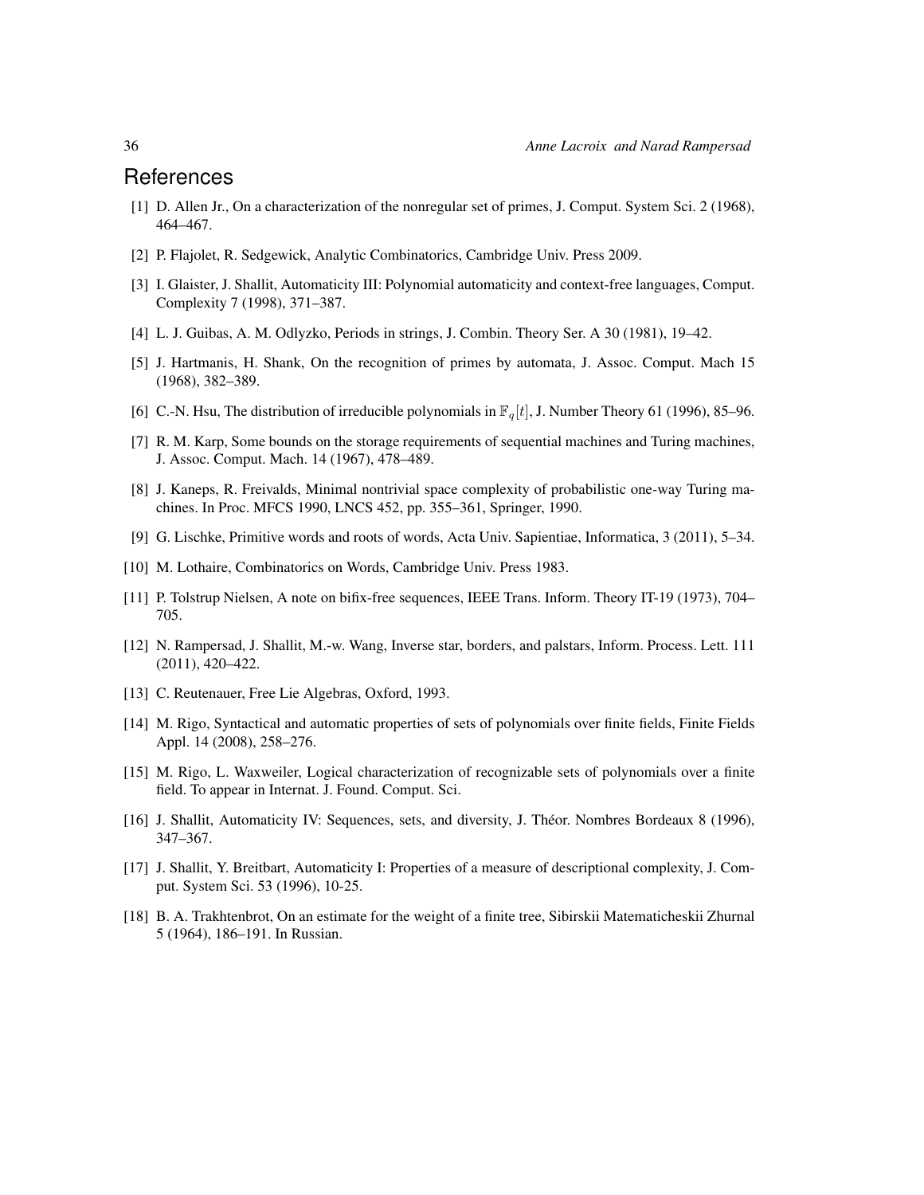# References

[1] D. Allen Jr., On a characterization of the nonregular set of primes, J. Comput. System Sci. 2 (1968), 464–467.

[2] P. Flajolet, R. Sedgewick, Analytic Combinatorics, Cambridge Univ. Press 2009.

[3] I. Glaister, J. Shallit, Automaticity III: Polynomial automaticity and context-free languages, Comput. Complexity 7 (1998), 371–387.

[4] L. J. Guibas, A. M. Odlyzko, Periods in strings, J. Combin. Theory Ser. A 30 (1981), 19–42.

[5] J. Hartmanis, H. Shank, On the recognition of primes by automata, J. Assoc. Comput. Mach 15 (1968), 382–389.

[6] C.-N. Hsu, The distribution of irreducible polynomials in $\mathbb{F}_q[t]$, J. Number Theory 61 (1996), 85–96.

[7] R. M. Karp, Some bounds on the storage requirements of sequential machines and Turing machines, J. Assoc. Comput. Mach. 14 (1967), 478–489.

[8] J. Kaneps, R. Freivalds, Minimal nontrivial space complexity of probabilistic one-way Turing machines. In Proc. MFCS 1990, LNCS 452, pp. 355–361, Springer, 1990.

[9] G. Lischke, Primitive words and roots of words, Acta Univ. Sapientiae, Informatica, 3 (2011), 5–34.

[10] M. Lothaire, Combinatorics on Words, Cambridge Univ. Press 1983.

[11] P. Tolstrup Nielsen, A note on bifix-free sequences, IEEE Trans. Inform. Theory IT-19 (1973), 704–705.

[12] N. Rampersad, J. Shallit, M.-w. Wang, Inverse star, borders, and palstars, Inform. Process. Lett. 111 (2011), 420–422.

[13] C. Reutenauer, Free Lie Algebras, Oxford, 1993.

[14] M. Rigo, Syntactical and automatic properties of sets of polynomials over finite fields, Finite Fields Appl. 14 (2008), 258–276.

[15] M. Rigo, L. Waxweiler, Logical characterization of recognizable sets of polynomials over a finite field. To appear in Internat. J. Found. Comput. Sci.

[16] J. Shallit, Automaticity IV: Sequences, sets, and diversity, J. Théor. Nombres Bordeaux 8 (1996), 347–367.

[17] J. Shallit, Y. Breitbart, Automaticity I: Properties of a measure of descriptional complexity, J. Comput. System Sci. 53 (1996), 10-25.

[18] B. A. Trakhtenbrot, On an estimate for the weight of a finite tree, Sibirskii Matematicheskii Zhurnal 5 (1964), 186–191. In Russian.